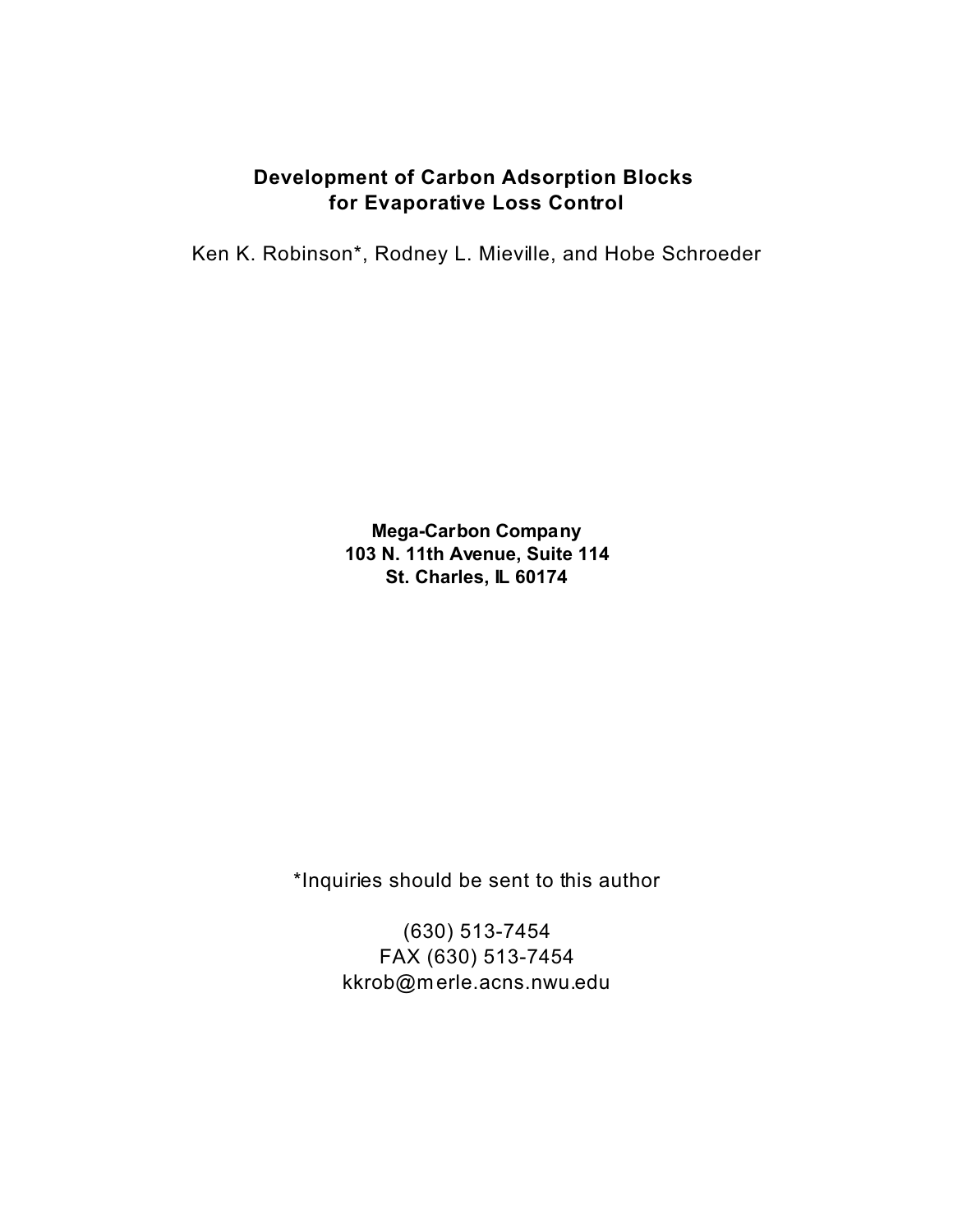# Development of Carbon Adsorption Blocks for Evaporative Loss Control

Ken K. Robinson*, Rodney L. Mieville, and Hobe Schroeder

**Mega-Carbon Company**
**103 N. 11th Avenue, Suite 114**
**St. Charles, IL 60174**

*Inquiries should be sent to this author

(630) 513-7454
FAX (630) 513-7454
kkrob@merle.acns.nwu.edu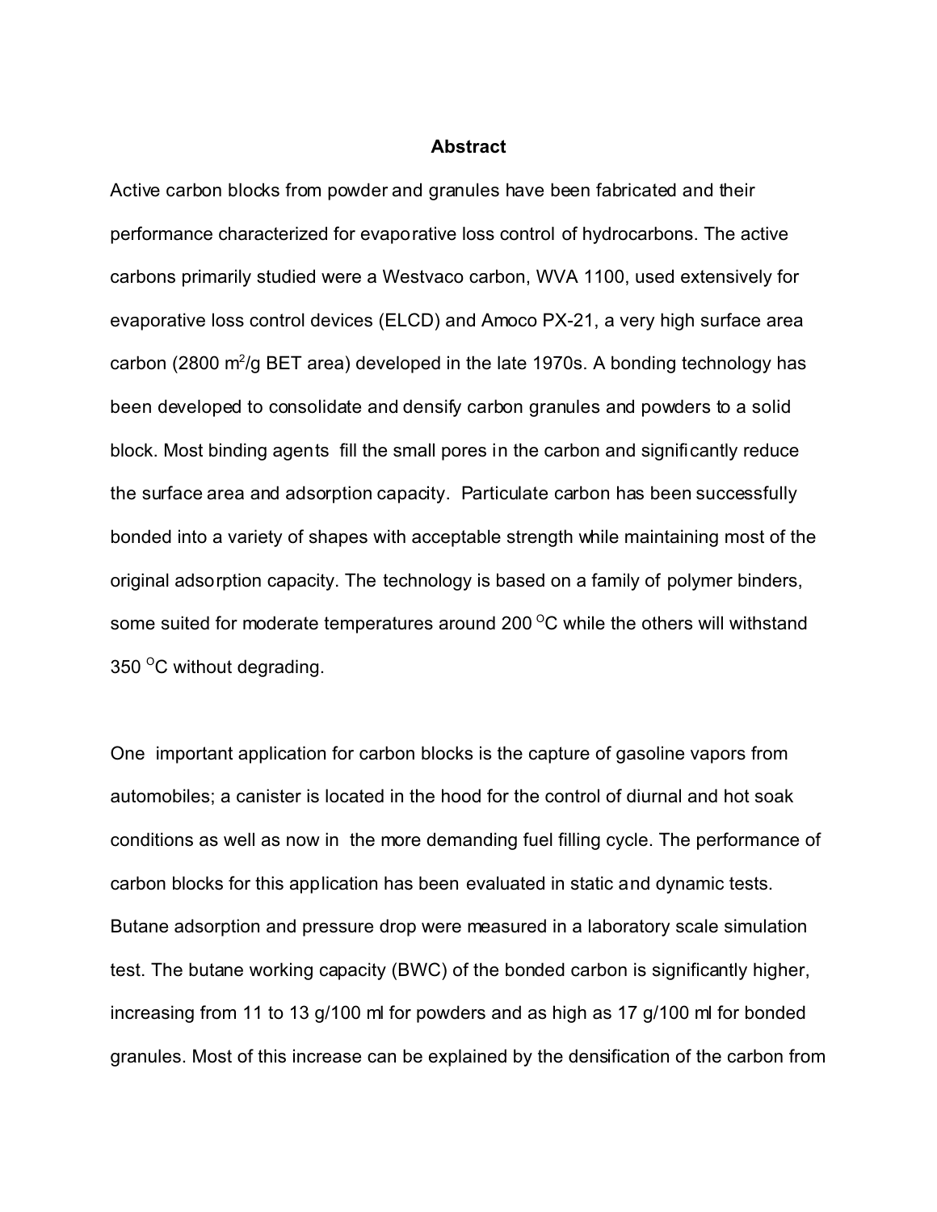## Abstract

Active carbon blocks from powder and granules have been fabricated and their performance characterized for evaporative loss control of hydrocarbons. The active carbons primarily studied were a Westvaco carbon, WVA 1100, used extensively for evaporative loss control devices (ELCD) and Amoco PX-21, a very high surface area carbon (2800 $m^2/g$ BET area) developed in the late 1970s. A bonding technology has been developed to consolidate and densify carbon granules and powders to a solid block. Most binding agents fill the small pores in the carbon and significantly reduce the surface area and adsorption capacity. Particulate carbon has been successfully bonded into a variety of shapes with acceptable strength while maintaining most of the original adsorption capacity. The technology is based on a family of polymer binders, some suited for moderate temperatures around 200 $^{O}C$ while the others will withstand 350 $^{O}C$ without degrading.

One important application for carbon blocks is the capture of gasoline vapors from automobiles; a canister is located in the hood for the control of diurnal and hot soak conditions as well as now in the more demanding fuel filling cycle. The performance of carbon blocks for this application has been evaluated in static and dynamic tests. Butane adsorption and pressure drop were measured in a laboratory scale simulation test. The butane working capacity (BWC) of the bonded carbon is significantly higher, increasing from 11 to 13 g/100 ml for powders and as high as 17 g/100 ml for bonded granules. Most of this increase can be explained by the densification of the carbon from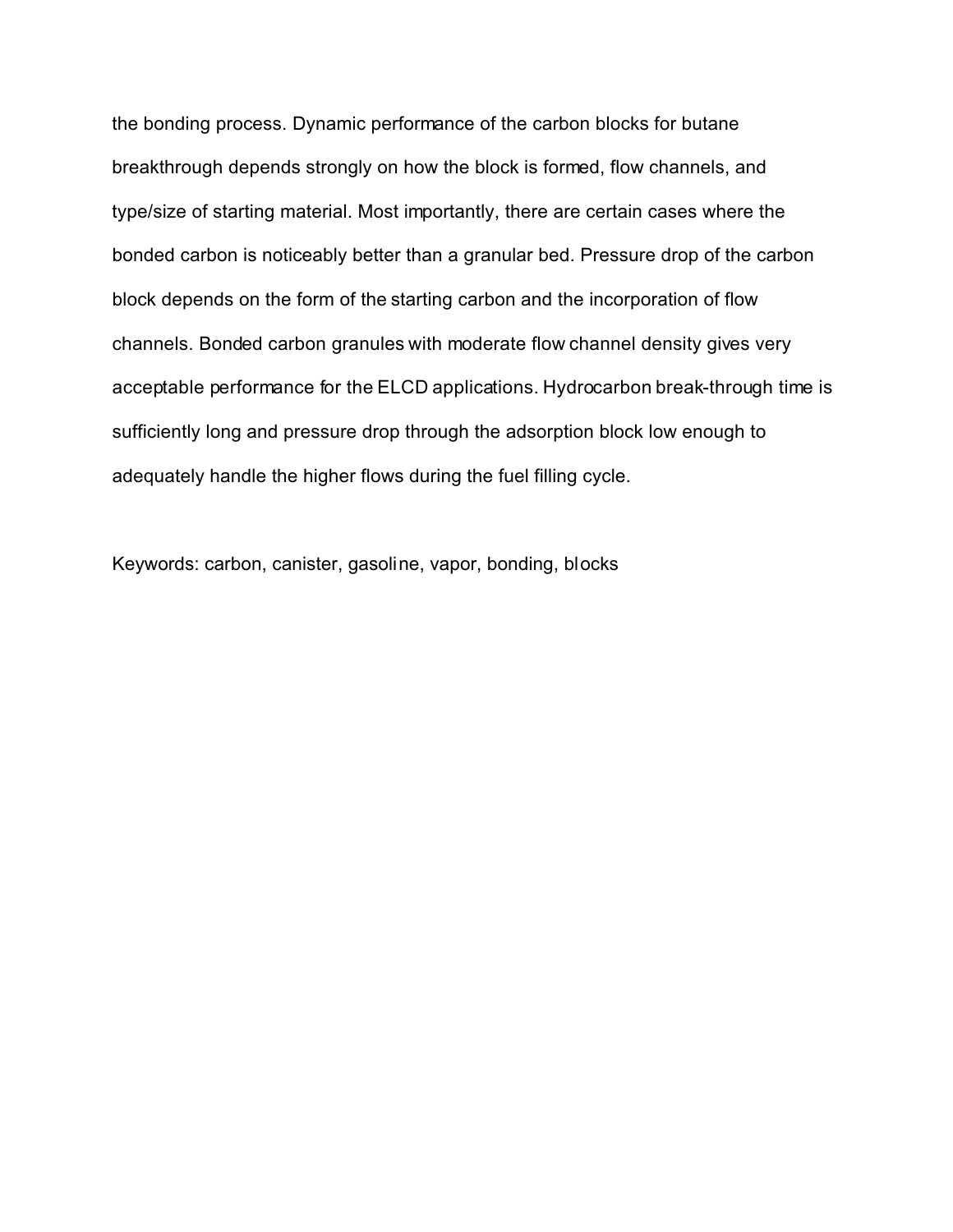the bonding process. Dynamic performance of the carbon blocks for butane breakthrough depends strongly on how the block is formed, flow channels, and type/size of starting material. Most importantly, there are certain cases where the bonded carbon is noticeably better than a granular bed. Pressure drop of the carbon block depends on the form of the starting carbon and the incorporation of flow channels. Bonded carbon granules with moderate flow channel density gives very acceptable performance for the ELCD applications. Hydrocarbon break-through time is sufficiently long and pressure drop through the adsorption block low enough to adequately handle the higher flows during the fuel filling cycle.

Keywords: carbon, canister, gasoline, vapor, bonding, blocks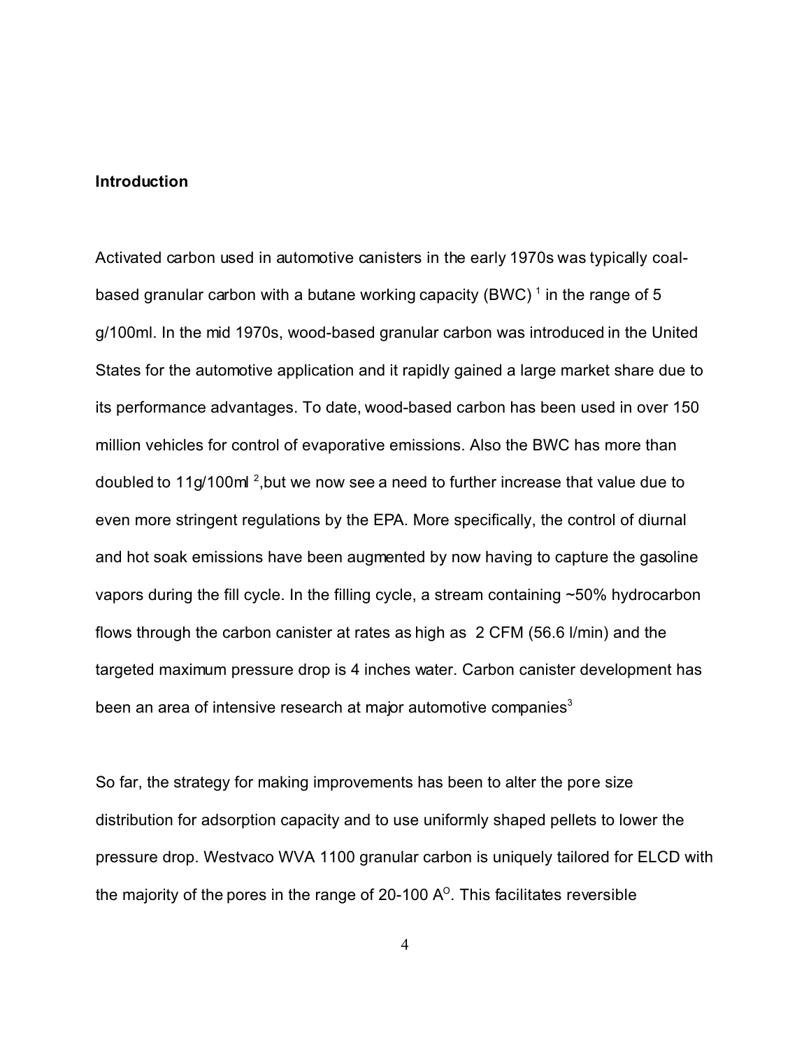**Introduction**

Activated carbon used in automotive canisters in the early 1970s was typically coal-based granular carbon with a butane working capacity (BWC) [1] in the range of 5 g/100ml. In the mid 1970s, wood-based granular carbon was introduced in the United States for the automotive application and it rapidly gained a large market share due to its performance advantages. To date, wood-based carbon has been used in over 150 million vehicles for control of evaporative emissions. Also the BWC has more than doubled to 11g/100ml [2],but we now see a need to further increase that value due to even more stringent regulations by the EPA. More specifically, the control of diurnal and hot soak emissions have been augmented by now having to capture the gasoline vapors during the fill cycle. In the filling cycle, a stream containing ~50% hydrocarbon flows through the carbon canister at rates as high as 2 CFM (56.6 l/min) and the targeted maximum pressure drop is 4 inches water. Carbon canister development has been an area of intensive research at major automotive companies[3]

So far, the strategy for making improvements has been to alter the pore size distribution for adsorption capacity and to use uniformly shaped pellets to lower the pressure drop. Westvaco WVA 1100 granular carbon is uniquely tailored for ELCD with the majority of the pores in the range of 20-100 A$^{O}$. This facilitates reversible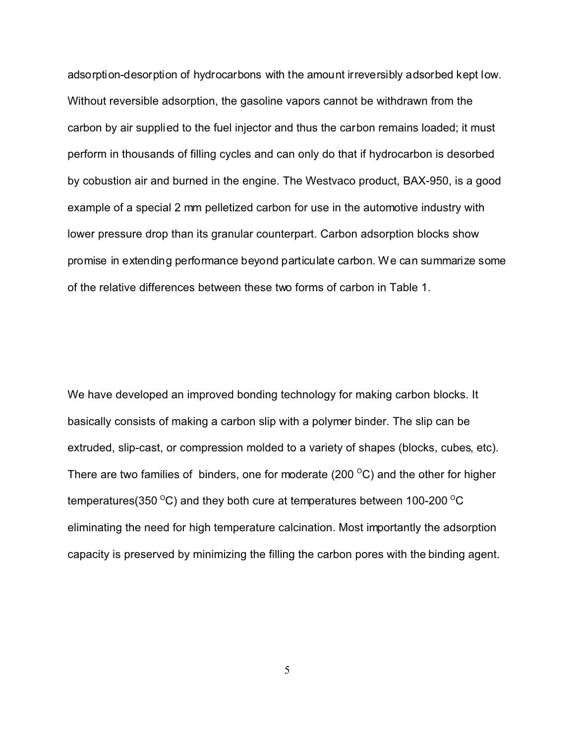adsorption-desorption of hydrocarbons with the amount irreversibly adsorbed kept low. Without reversible adsorption, the gasoline vapors cannot be withdrawn from the carbon by air supplied to the fuel injector and thus the carbon remains loaded; it must perform in thousands of filling cycles and can only do that if hydrocarbon is desorbed by cobustion air and burned in the engine. The Westvaco product, BAX-950, is a good example of a special 2 mm pelletized carbon for use in the automotive industry with lower pressure drop than its granular counterpart. Carbon adsorption blocks show promise in extending performance beyond particulate carbon. We can summarize some of the relative differences between these two forms of carbon in Table 1.

We have developed an improved bonding technology for making carbon blocks. It basically consists of making a carbon slip with a polymer binder. The slip can be extruded, slip-cast, or compression molded to a variety of shapes (blocks, cubes, etc). There are two families of binders, one for moderate (200 $^{O}$C) and the other for higher temperatures(350 $^{O}$C) and they both cure at temperatures between 100-200 $^{O}$C eliminating the need for high temperature calcination. Most importantly the adsorption capacity is preserved by minimizing the filling the carbon pores with the binding agent.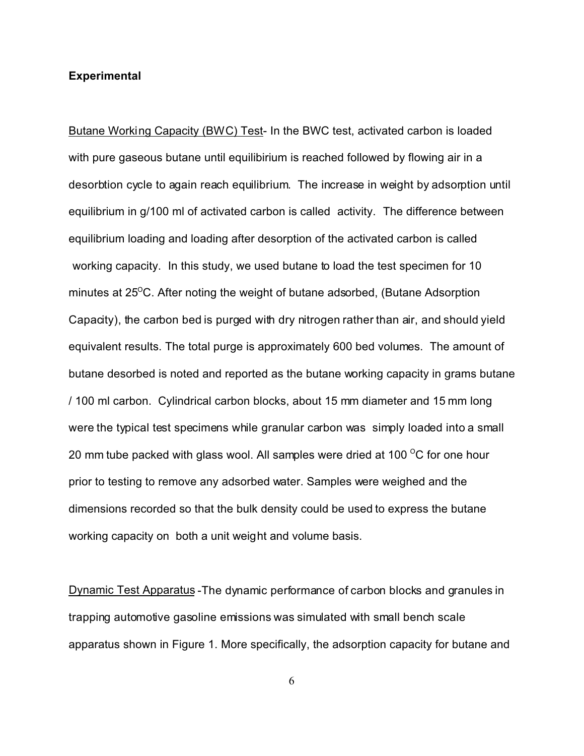**Experimental**

<u>Butane Working Capacity (BWC) Test</u>- In the BWC test, activated carbon is loaded with pure gaseous butane until equilibirium is reached followed by flowing air in a desorbtion cycle to again reach equilibrium. The increase in weight by adsorption until equilibrium in g/100 ml of activated carbon is called activity. The difference between equilibrium loading and loading after desorption of the activated carbon is called working capacity. In this study, we used butane to load the test specimen for 10 minutes at 25$^{O}$C. After noting the weight of butane adsorbed, (Butane Adsorption Capacity), the carbon bed is purged with dry nitrogen rather than air, and should yield equivalent results. The total purge is approximately 600 bed volumes. The amount of butane desorbed is noted and reported as the butane working capacity in grams butane / 100 ml carbon. Cylindrical carbon blocks, about 15 mm diameter and 15 mm long were the typical test specimens while granular carbon was simply loaded into a small 20 mm tube packed with glass wool. All samples were dried at 100 $^{O}$C for one hour prior to testing to remove any adsorbed water. Samples were weighed and the dimensions recorded so that the bulk density could be used to express the butane working capacity on both a unit weight and volume basis.

<u>Dynamic Test Apparatus</u> -The dynamic performance of carbon blocks and granules in trapping automotive gasoline emissions was simulated with small bench scale apparatus shown in Figure 1. More specifically, the adsorption capacity for butane and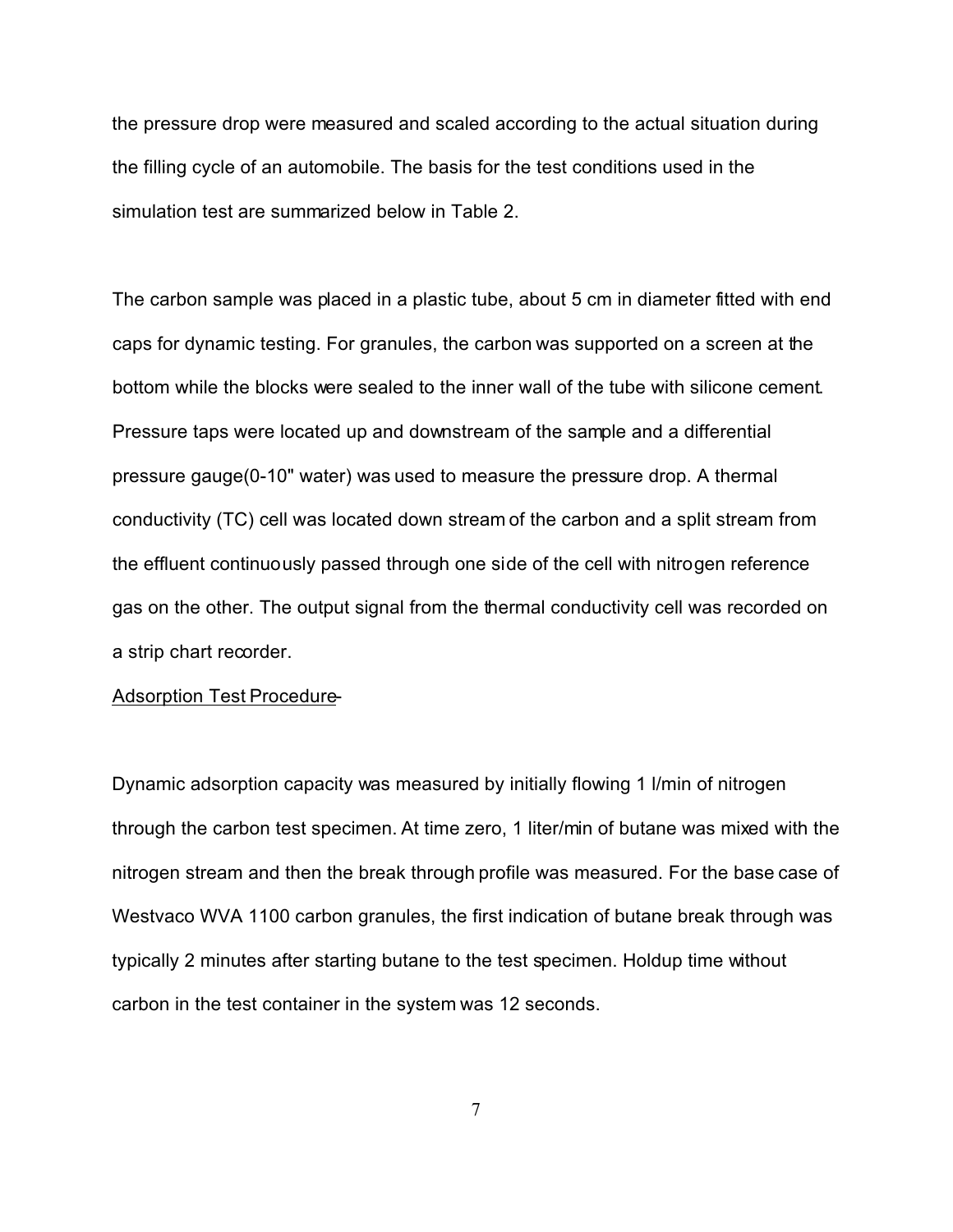the pressure drop were measured and scaled according to the actual situation during the filling cycle of an automobile. The basis for the test conditions used in the simulation test are summarized below in Table 2.

The carbon sample was placed in a plastic tube, about 5 cm in diameter fitted with end caps for dynamic testing. For granules, the carbon was supported on a screen at the bottom while the blocks were sealed to the inner wall of the tube with silicone cement. Pressure taps were located up and downstream of the sample and a differential pressure gauge(0-10" water) was used to measure the pressure drop. A thermal conductivity (TC) cell was located down stream of the carbon and a split stream from the effluent continuously passed through one side of the cell with nitrogen reference gas on the other. The output signal from the thermal conductivity cell was recorded on a strip chart recorder.

<u>Adsorption Test Procedure</u>-

Dynamic adsorption capacity was measured by initially flowing 1 l/min of nitrogen through the carbon test specimen. At time zero, 1 liter/min of butane was mixed with the nitrogen stream and then the break through profile was measured. For the base case of Westvaco WVA 1100 carbon granules, the first indication of butane break through was typically 2 minutes after starting butane to the test specimen. Holdup time without carbon in the test container in the system was 12 seconds.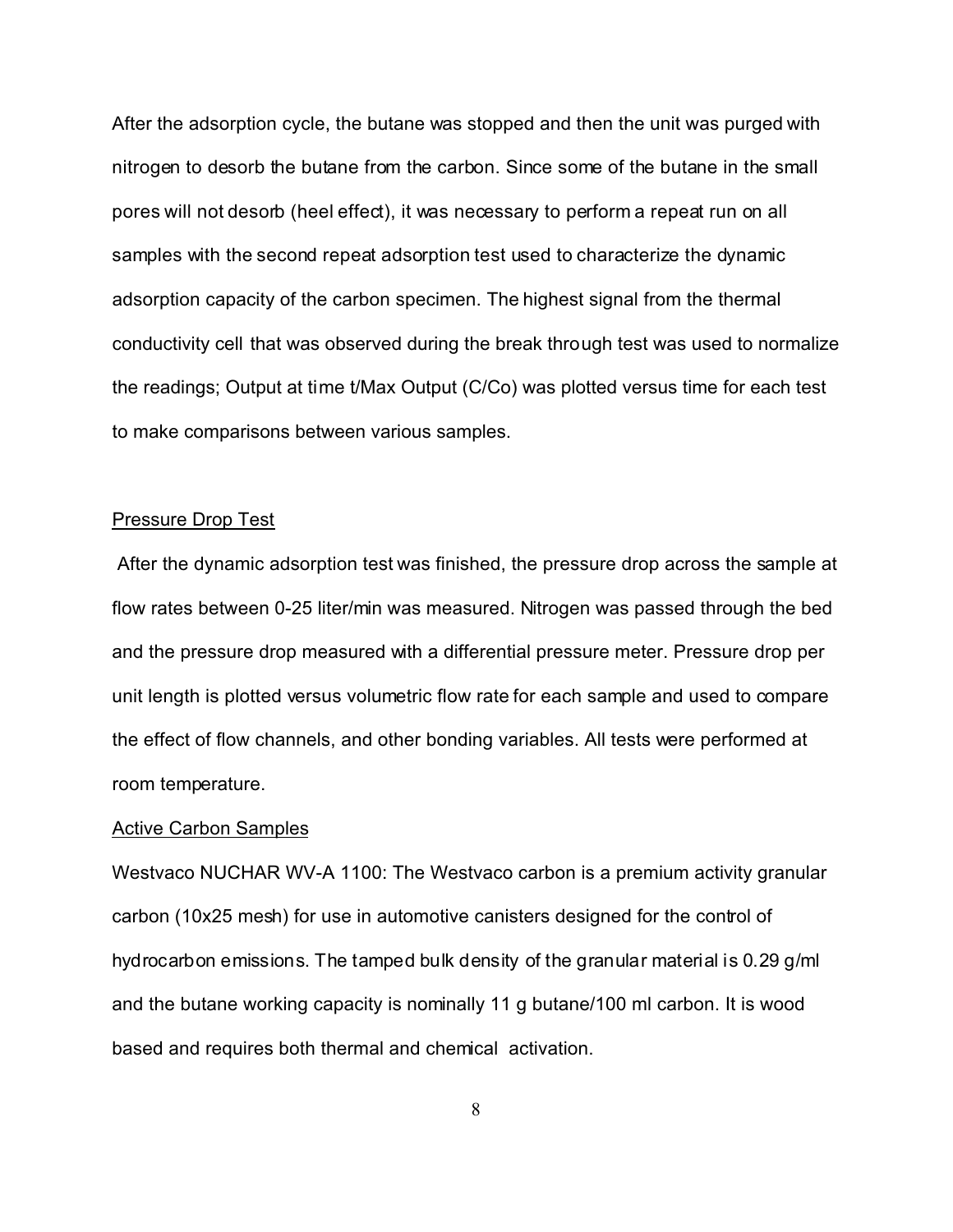After the adsorption cycle, the butane was stopped and then the unit was purged with nitrogen to desorb the butane from the carbon. Since some of the butane in the small pores will not desorb (heel effect), it was necessary to perform a repeat run on all samples with the second repeat adsorption test used to characterize the dynamic adsorption capacity of the carbon specimen. The highest signal from the thermal conductivity cell that was observed during the break through test was used to normalize the readings; Output at time t/Max Output ($C/C_o$) was plotted versus time for each test to make comparisons between various samples.

## Pressure Drop Test

After the dynamic adsorption test was finished, the pressure drop across the sample at flow rates between 0-25 liter/min was measured. Nitrogen was passed through the bed and the pressure drop measured with a differential pressure meter. Pressure drop per unit length is plotted versus volumetric flow rate for each sample and used to compare the effect of flow channels, and other bonding variables. All tests were performed at room temperature.

## Active Carbon Samples

Westvaco NUCHAR WV-A 1100: The Westvaco carbon is a premium activity granular carbon (10x25 mesh) for use in automotive canisters designed for the control of hydrocarbon emissions. The tamped bulk density of the granular material is 0.29 g/ml and the butane working capacity is nominally 11 g butane/100 ml carbon. It is wood based and requires both thermal and chemical activation.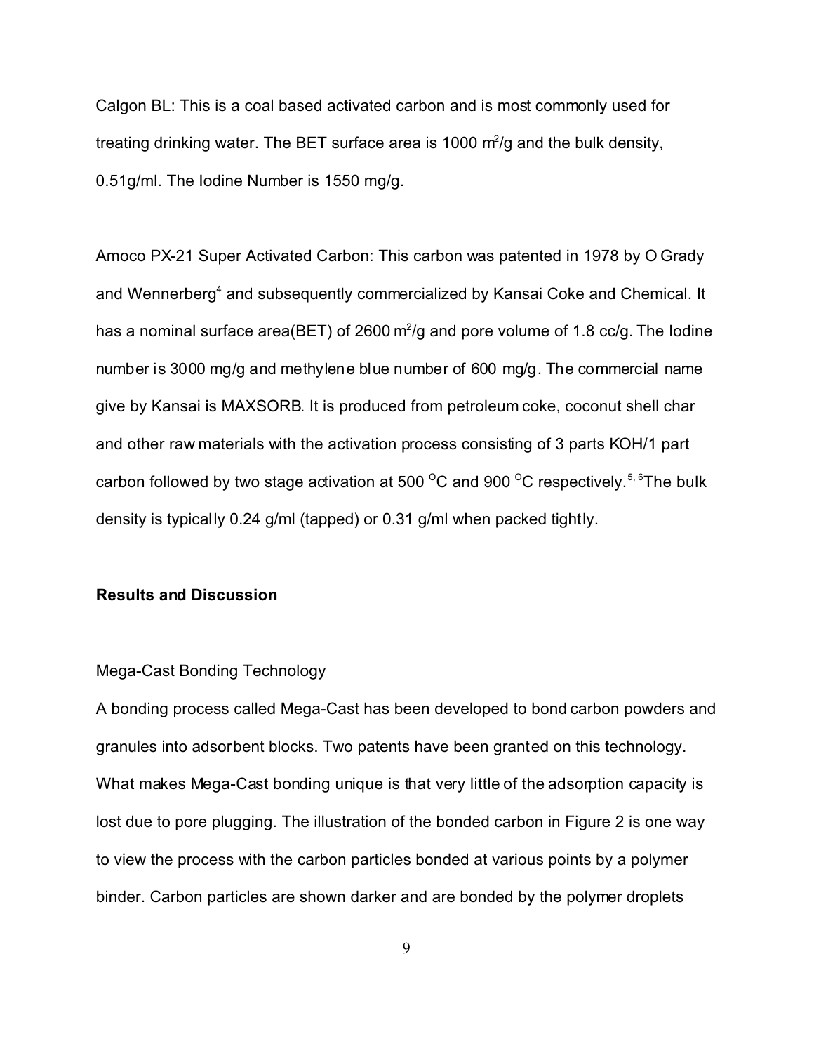Calgon BL: This is a coal based activated carbon and is most commonly used for treating drinking water. The BET surface area is 1000 $m^2$/g and the bulk density, 0.51g/ml. The Iodine Number is 1550 mg/g.

Amoco PX-21 Super Activated Carbon: This carbon was patented in 1978 by O Grady and Wennerberg[4] and subsequently commercialized by Kansai Coke and Chemical. It has a nominal surface area(BET) of 2600 $m^2$/g and pore volume of 1.8 cc/g. The Iodine number is 3000 mg/g and methylene blue number of 600 mg/g. The commercial name give by Kansai is MAXSORB. It is produced from petroleum coke, coconut shell char and other raw materials with the activation process consisting of 3 parts KOH/1 part carbon followed by two stage activation at 500 $^{O}$C and 900 $^{O}$C respectively.[5, 6]The bulk density is typically 0.24 g/ml (tapped) or 0.31 g/ml when packed tightly.

**Results and Discussion**

Mega-Cast Bonding Technology

A bonding process called Mega-Cast has been developed to bond carbon powders and granules into adsorbent blocks. Two patents have been granted on this technology. What makes Mega-Cast bonding unique is that very little of the adsorption capacity is lost due to pore plugging. The illustration of the bonded carbon in Figure 2 is one way to view the process with the carbon particles bonded at various points by a polymer binder. Carbon particles are shown darker and are bonded by the polymer droplets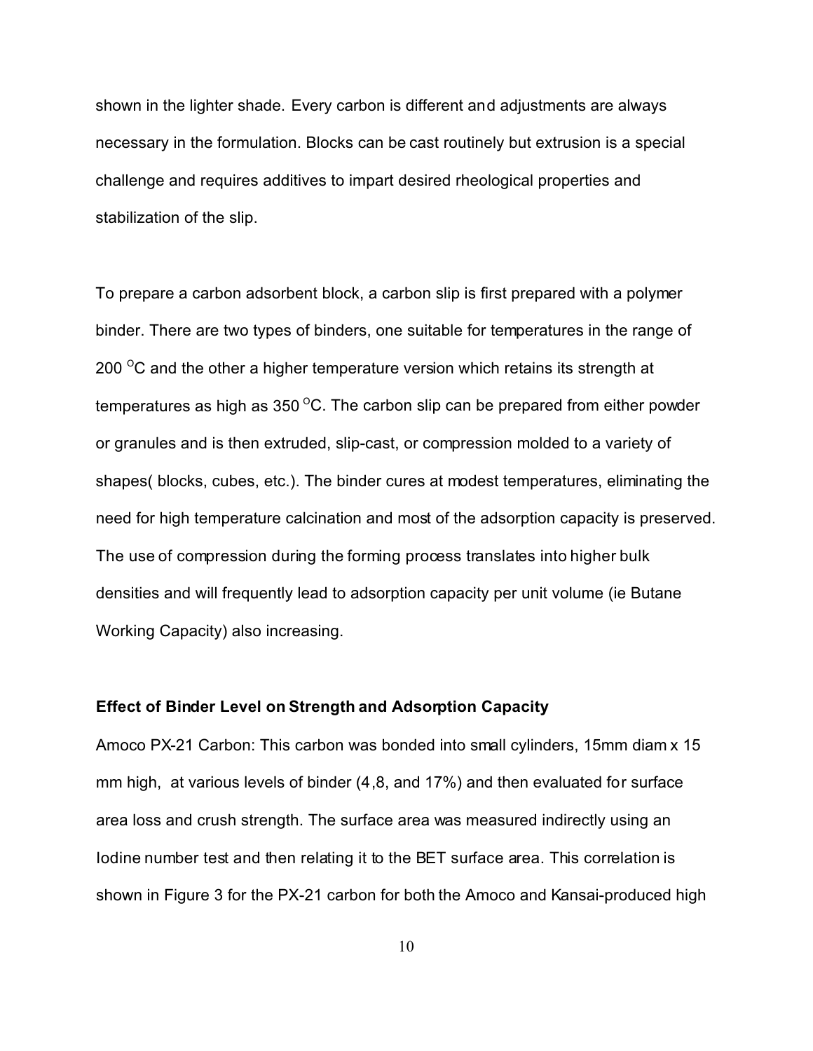shown in the lighter shade. Every carbon is different and adjustments are always necessary in the formulation. Blocks can be cast routinely but extrusion is a special challenge and requires additives to impart desired rheological properties and stabilization of the slip.

To prepare a carbon adsorbent block, a carbon slip is first prepared with a polymer binder. There are two types of binders, one suitable for temperatures in the range of 200 $^{O}$C and the other a higher temperature version which retains its strength at temperatures as high as 350 $^{O}$C. The carbon slip can be prepared from either powder or granules and is then extruded, slip-cast, or compression molded to a variety of shapes( blocks, cubes, etc.). The binder cures at modest temperatures, eliminating the need for high temperature calcination and most of the adsorption capacity is preserved. The use of compression during the forming process translates into higher bulk densities and will frequently lead to adsorption capacity per unit volume (ie Butane Working Capacity) also increasing.

**Effect of Binder Level on Strength and Adsorption Capacity**

Amoco PX-21 Carbon: This carbon was bonded into small cylinders, 15mm diam x 15 mm high, at various levels of binder (4,8, and 17%) and then evaluated for surface area loss and crush strength. The surface area was measured indirectly using an Iodine number test and then relating it to the BET surface area. This correlation is shown in Figure 3 for the PX-21 carbon for both the Amoco and Kansai-produced high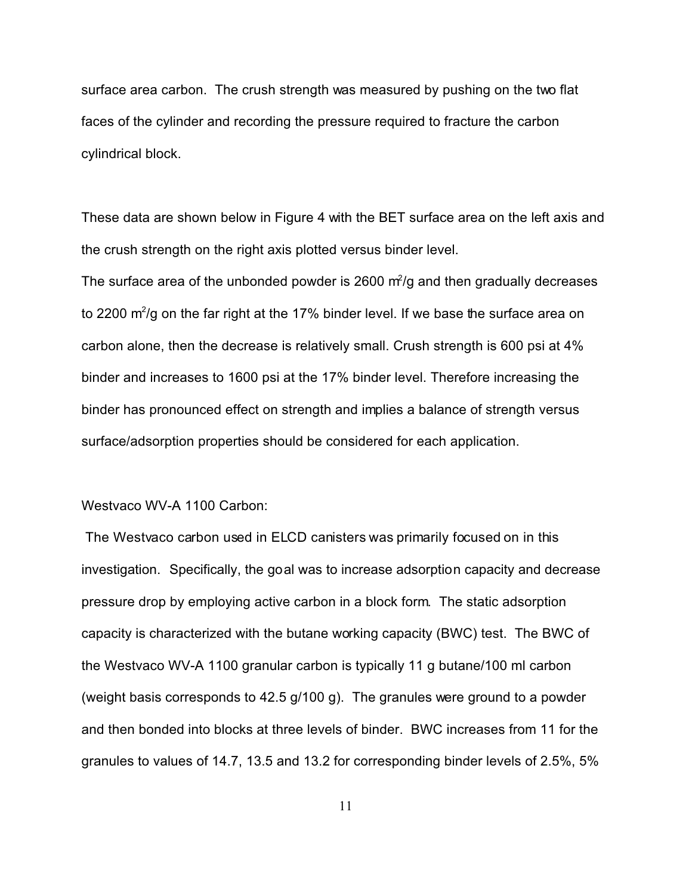surface area carbon. The crush strength was measured by pushing on the two flat faces of the cylinder and recording the pressure required to fracture the carbon cylindrical block.

These data are shown below in Figure 4 with the BET surface area on the left axis and the crush strength on the right axis plotted versus binder level.
The surface area of the unbonded powder is 2600 $m^2$/g and then gradually decreases to 2200 $m^2$/g on the far right at the 17% binder level. If we base the surface area on carbon alone, then the decrease is relatively small. Crush strength is 600 psi at 4% binder and increases to 1600 psi at the 17% binder level. Therefore increasing the binder has pronounced effect on strength and implies a balance of strength versus surface/adsorption properties should be considered for each application.

Westvaco WV-A 1100 Carbon:

The Westvaco carbon used in ELCD canisters was primarily focused on in this investigation. Specifically, the goal was to increase adsorption capacity and decrease pressure drop by employing active carbon in a block form. The static adsorption capacity is characterized with the butane working capacity (BWC) test. The BWC of the Westvaco WV-A 1100 granular carbon is typically 11 g butane/100 ml carbon (weight basis corresponds to 42.5 g/100 g). The granules were ground to a powder and then bonded into blocks at three levels of binder. BWC increases from 11 for the granules to values of 14.7, 13.5 and 13.2 for corresponding binder levels of 2.5%, 5%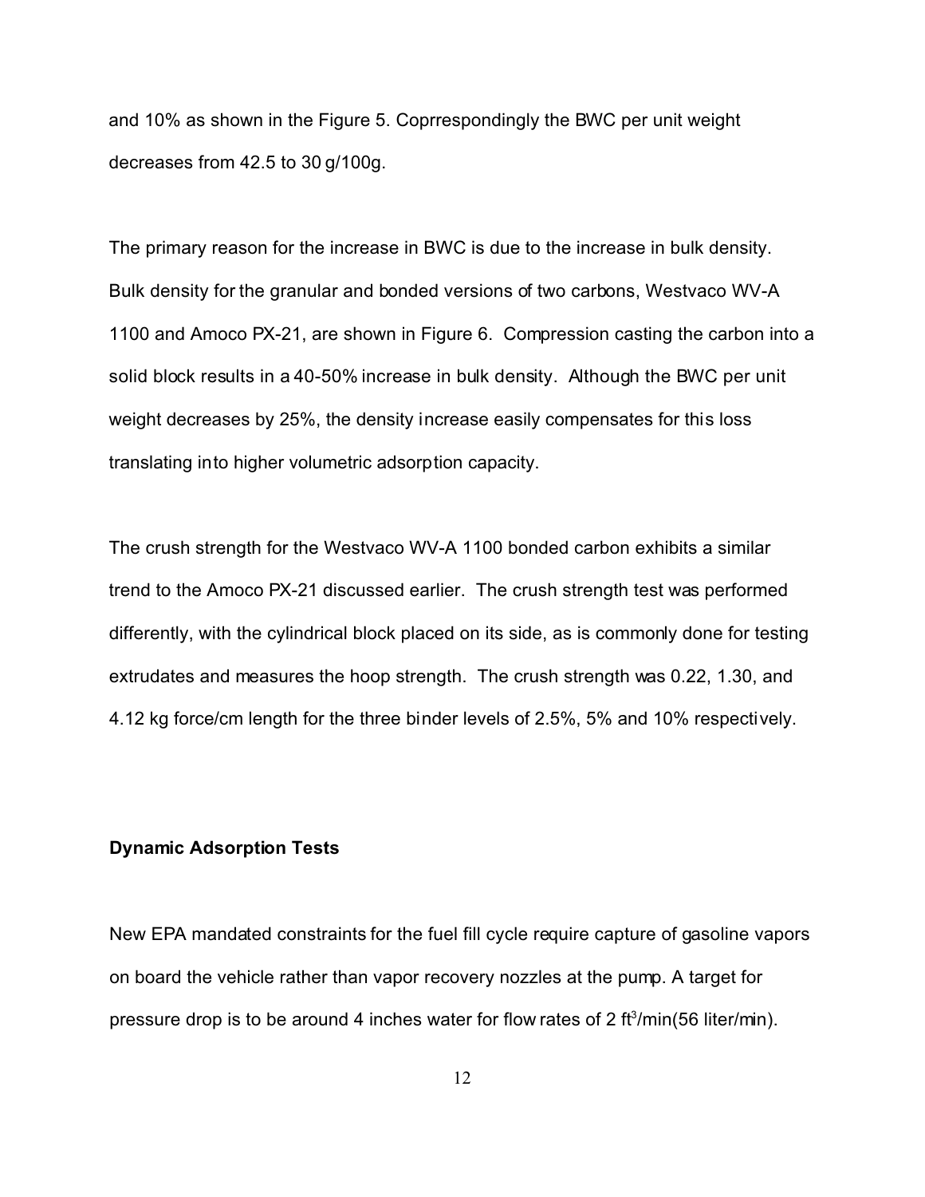and 10% as shown in the Figure 5. Coprrespondingly the BWC per unit weight decreases from 42.5 to 30 g/100g.

The primary reason for the increase in BWC is due to the increase in bulk density. Bulk density for the granular and bonded versions of two carbons, Westvaco WV-A 1100 and Amoco PX-21, are shown in Figure 6. Compression casting the carbon into a solid block results in a 40-50% increase in bulk density. Although the BWC per unit weight decreases by 25%, the density increase easily compensates for this loss translating into higher volumetric adsorption capacity.

The crush strength for the Westvaco WV-A 1100 bonded carbon exhibits a similar trend to the Amoco PX-21 discussed earlier. The crush strength test was performed differently, with the cylindrical block placed on its side, as is commonly done for testing extrudates and measures the hoop strength. The crush strength was 0.22, 1.30, and 4.12 kg force/cm length for the three binder levels of 2.5%, 5% and 10% respectively.

**Dynamic Adsorption Tests**

New EPA mandated constraints for the fuel fill cycle require capture of gasoline vapors on board the vehicle rather than vapor recovery nozzles at the pump. A target for pressure drop is to be around 4 inches water for flow rates of 2 $ft^3$/min(56 liter/min).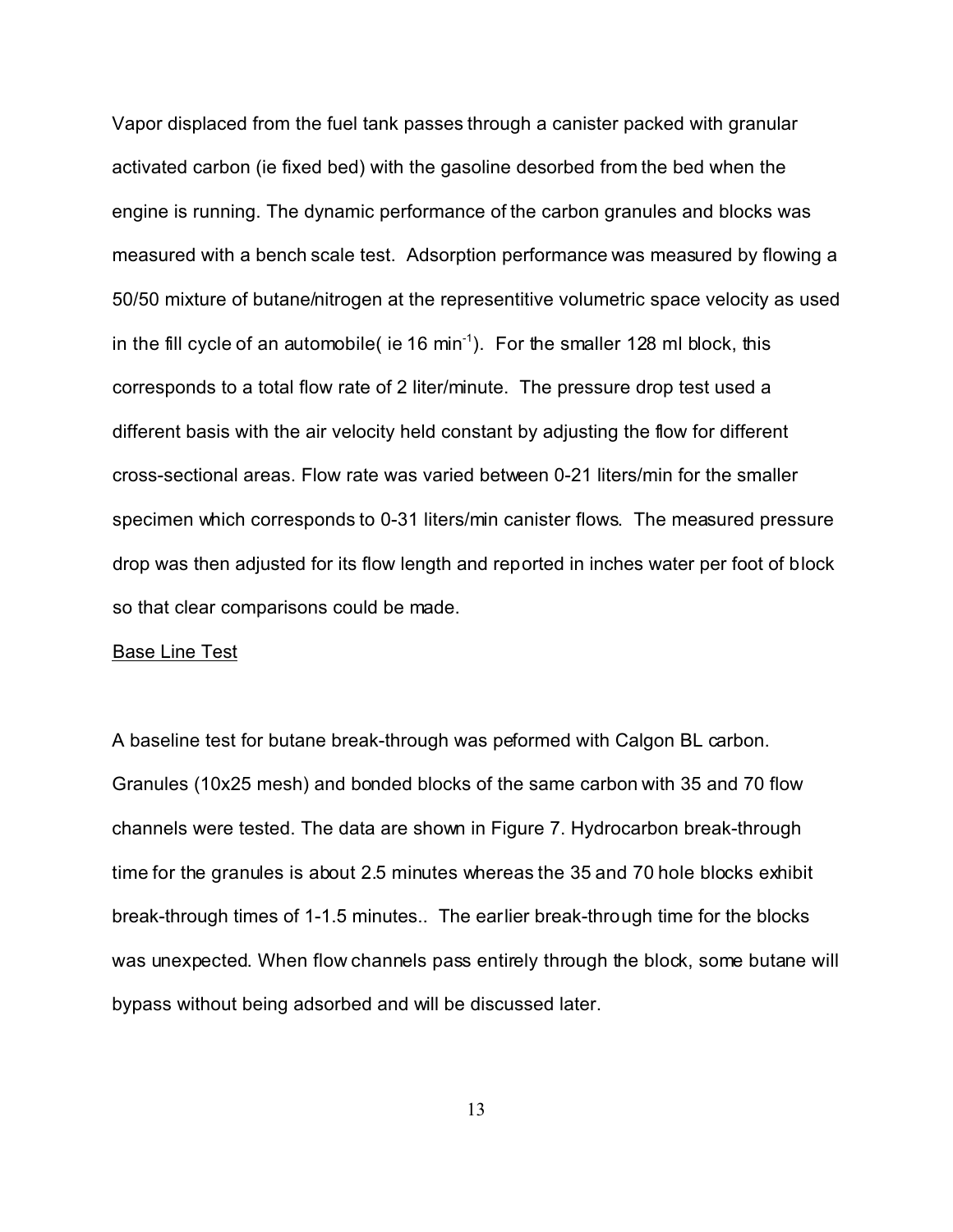Vapor displaced from the fuel tank passes through a canister packed with granular activated carbon (ie fixed bed) with the gasoline desorbed from the bed when the engine is running. The dynamic performance of the carbon granules and blocks was measured with a bench scale test. Adsorption performance was measured by flowing a 50/50 mixture of butane/nitrogen at the representitive volumetric space velocity as used in the fill cycle of an automobile( ie 16 $min^{-1}$). For the smaller 128 ml block, this corresponds to a total flow rate of 2 liter/minute. The pressure drop test used a different basis with the air velocity held constant by adjusting the flow for different cross-sectional areas. Flow rate was varied between 0-21 liters/min for the smaller specimen which corresponds to 0-31 liters/min canister flows. The measured pressure drop was then adjusted for its flow length and reported in inches water per foot of block so that clear comparisons could be made.

<u>Base Line Test</u>

A baseline test for butane break-through was peformed with Calgon BL carbon. Granules (10x25 mesh) and bonded blocks of the same carbon with 35 and 70 flow channels were tested. The data are shown in Figure 7. Hydrocarbon break-through time for the granules is about 2.5 minutes whereas the 35 and 70 hole blocks exhibit break-through times of 1-1.5 minutes.. The earlier break-through time for the blocks was unexpected. When flow channels pass entirely through the block, some butane will bypass without being adsorbed and will be discussed later.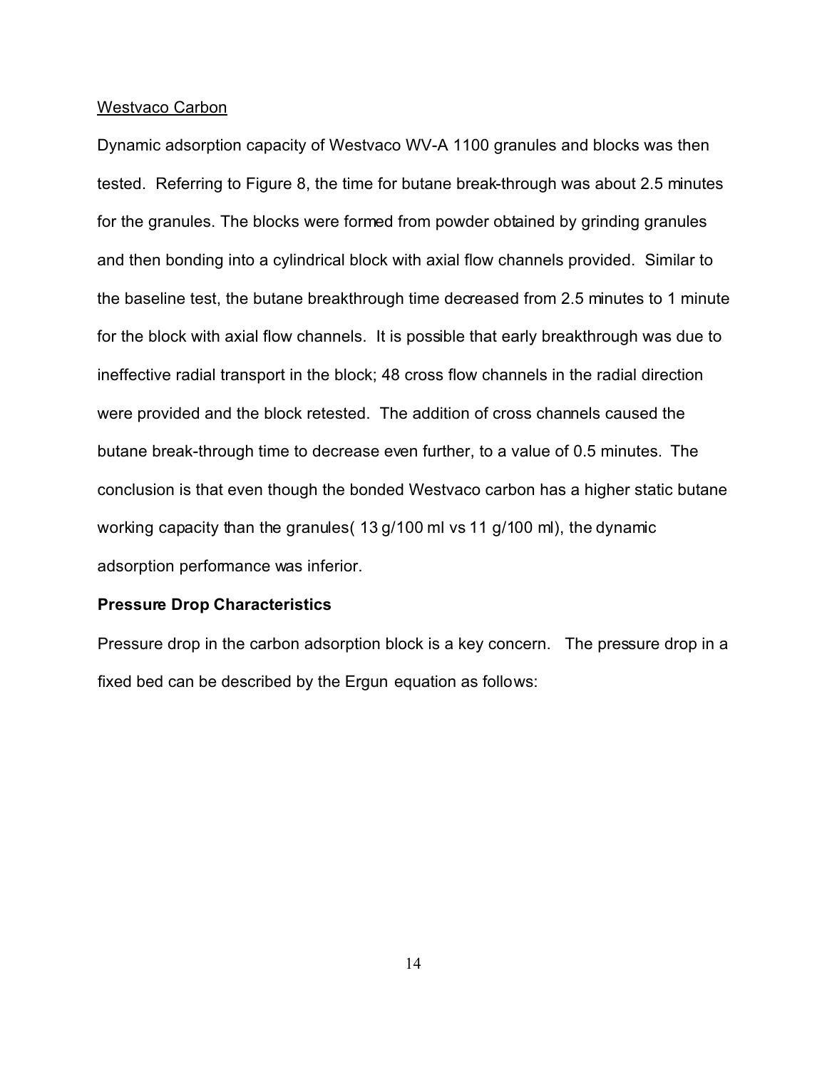Westvaco Carbon

Dynamic adsorption capacity of Westvaco WV-A 1100 granules and blocks was then tested. Referring to Figure 8, the time for butane break-through was about 2.5 minutes for the granules. The blocks were formed from powder obtained by grinding granules and then bonding into a cylindrical block with axial flow channels provided. Similar to the baseline test, the butane breakthrough time decreased from 2.5 minutes to 1 minute for the block with axial flow channels. It is possible that early breakthrough was due to ineffective radial transport in the block; 48 cross flow channels in the radial direction were provided and the block retested. The addition of cross channels caused the butane break-through time to decrease even further, to a value of 0.5 minutes. The conclusion is that even though the bonded Westvaco carbon has a higher static butane working capacity than the granules( 13 g/100 ml vs 11 g/100 ml), the dynamic adsorption performance was inferior.

**Pressure Drop Characteristics**

Pressure drop in the carbon adsorption block is a key concern. The pressure drop in a fixed bed can be described by the Ergun equation as follows: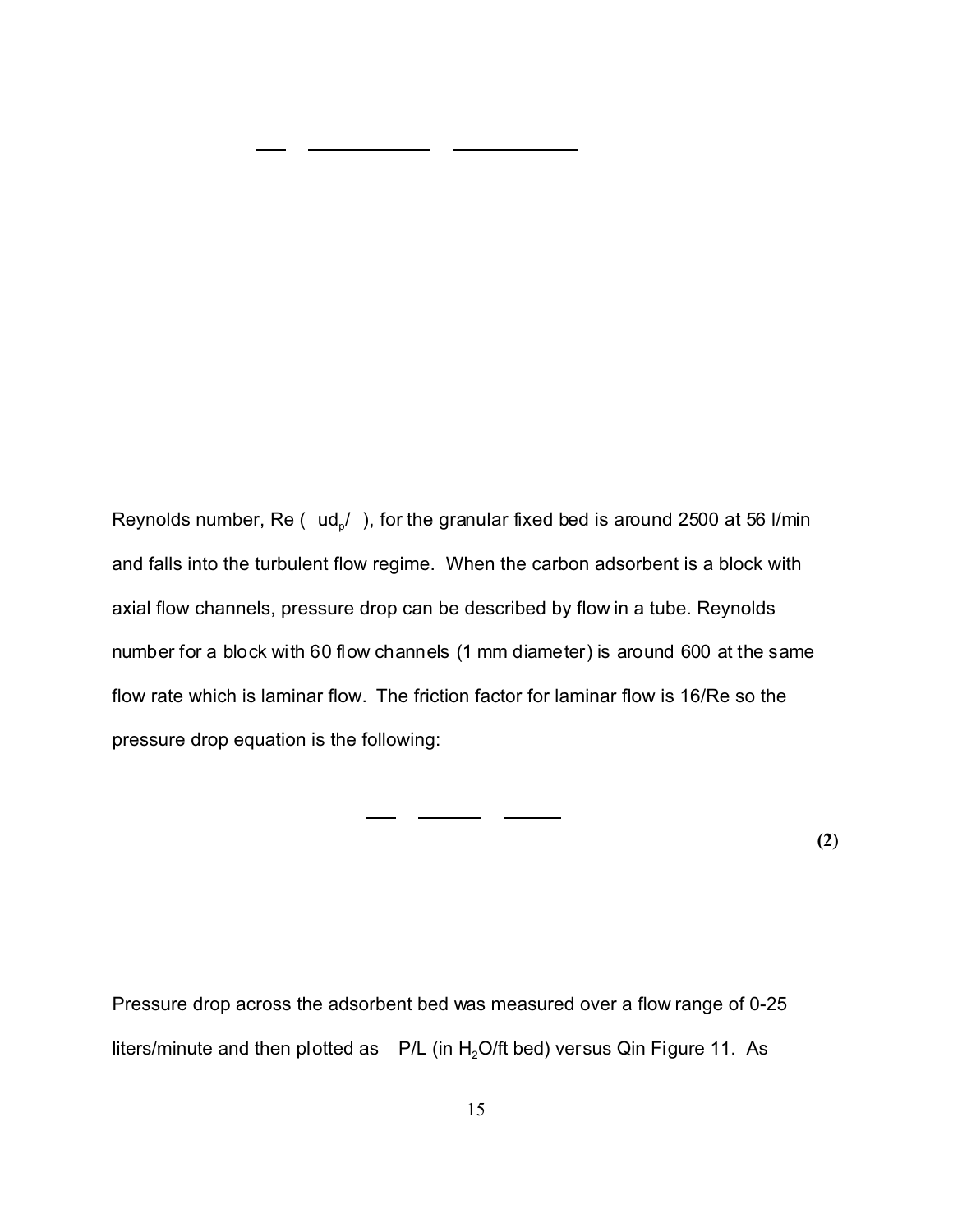Reynolds number, Re ( ud$_p$/ ), for the granular fixed bed is around 2500 at 56 l/min and falls into the turbulent flow regime. When the carbon adsorbent is a block with axial flow channels, pressure drop can be described by flow in a tube. Reynolds number for a block with 60 flow channels (1 mm diameter) is around 600 at the same flow rate which is laminar flow. The friction factor for laminar flow is 16/Re so the pressure drop equation is the following:

**(2)**

Pressure drop across the adsorbent bed was measured over a flow range of 0-25 liters/minute and then plotted as P/L (in $H_2O$/ft bed) versus Qin Figure 11. As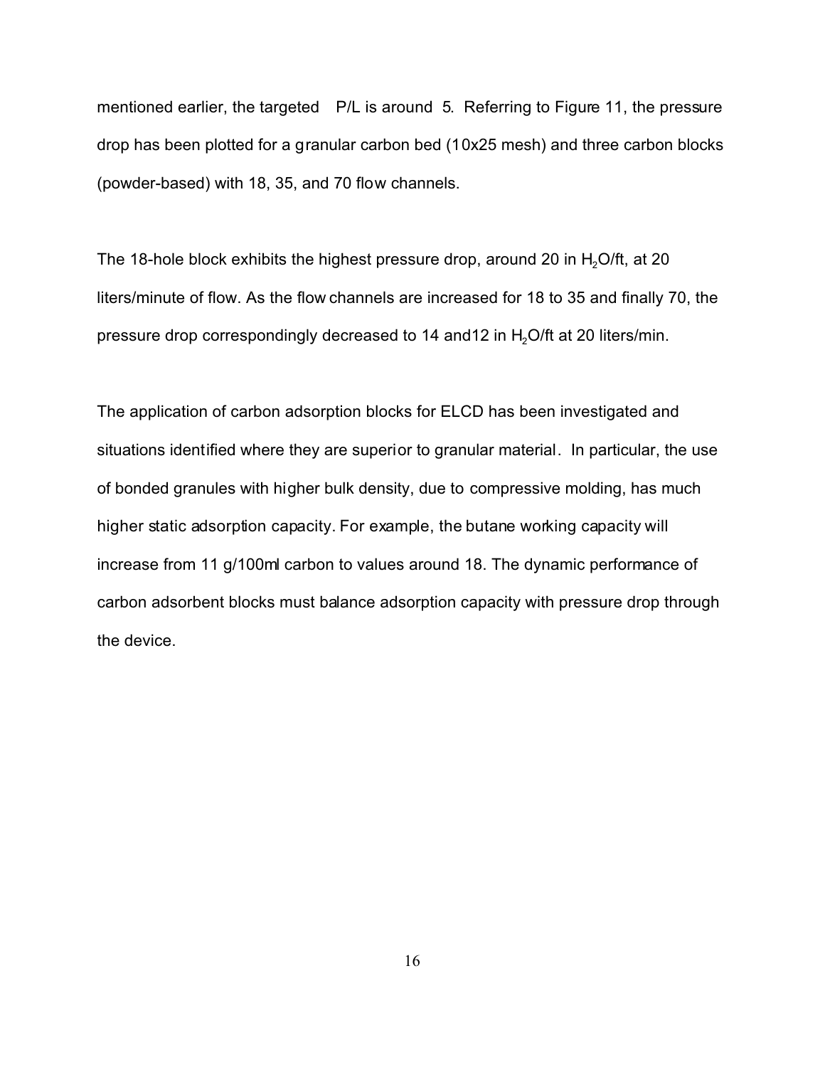mentioned earlier, the targeted P/L is around 5. Referring to Figure 11, the pressure drop has been plotted for a granular carbon bed (10x25 mesh) and three carbon blocks (powder-based) with 18, 35, and 70 flow channels.

The 18-hole block exhibits the highest pressure drop, around 20 in $H_2O$/ft, at 20 liters/minute of flow. As the flow channels are increased for 18 to 35 and finally 70, the pressure drop correspondingly decreased to 14 and12 in $H_2O$/ft at 20 liters/min.

The application of carbon adsorption blocks for ELCD has been investigated and situations identified where they are superior to granular material. In particular, the use of bonded granules with higher bulk density, due to compressive molding, has much higher static adsorption capacity. For example, the butane working capacity will increase from 11 g/100ml carbon to values around 18. The dynamic performance of carbon adsorbent blocks must balance adsorption capacity with pressure drop through the device.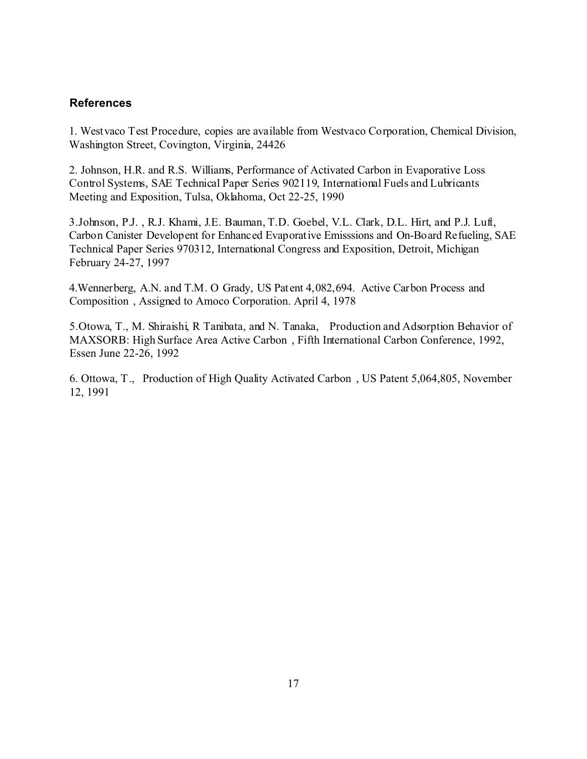### References

1. Westvaco Test Procedure, copies are available from Westvaco Corporation, Chemical Division, Washington Street, Covington, Virginia, 24426

2. Johnson, H.R. and R.S. Williams, Performance of Activated Carbon in Evaporative Loss Control Systems, SAE Technical Paper Series 902119, International Fuels and Lubricants Meeting and Exposition, Tulsa, Oklahoma, Oct 22-25, 1990

3.Johnson, P.J. , R.J. Khami, J.E. Bauman, T.D. Goebel, V.L. Clark, D.L. Hirt, and P.J. Luft, Carbon Canister Developent for Enhanced Evaporative Emisssions and On-Board Refueling, SAE Technical Paper Series 970312, International Congress and Exposition, Detroit, Michigan February 24-27, 1997

4.Wennerberg, A.N. and T.M. O Grady, US Patent 4,082,694. Active Carbon Process and Composition , Assigned to Amoco Corporation. April 4, 1978

5.Otowa, T., M. Shiraishi, R Tanibata, and N. Tanaka, Production and Adsorption Behavior of MAXSORB: High Surface Area Active Carbon , Fifth International Carbon Conference, 1992, Essen June 22-26, 1992

6. Ottowa, T., Production of High Quality Activated Carbon , US Patent 5,064,805, November 12, 1991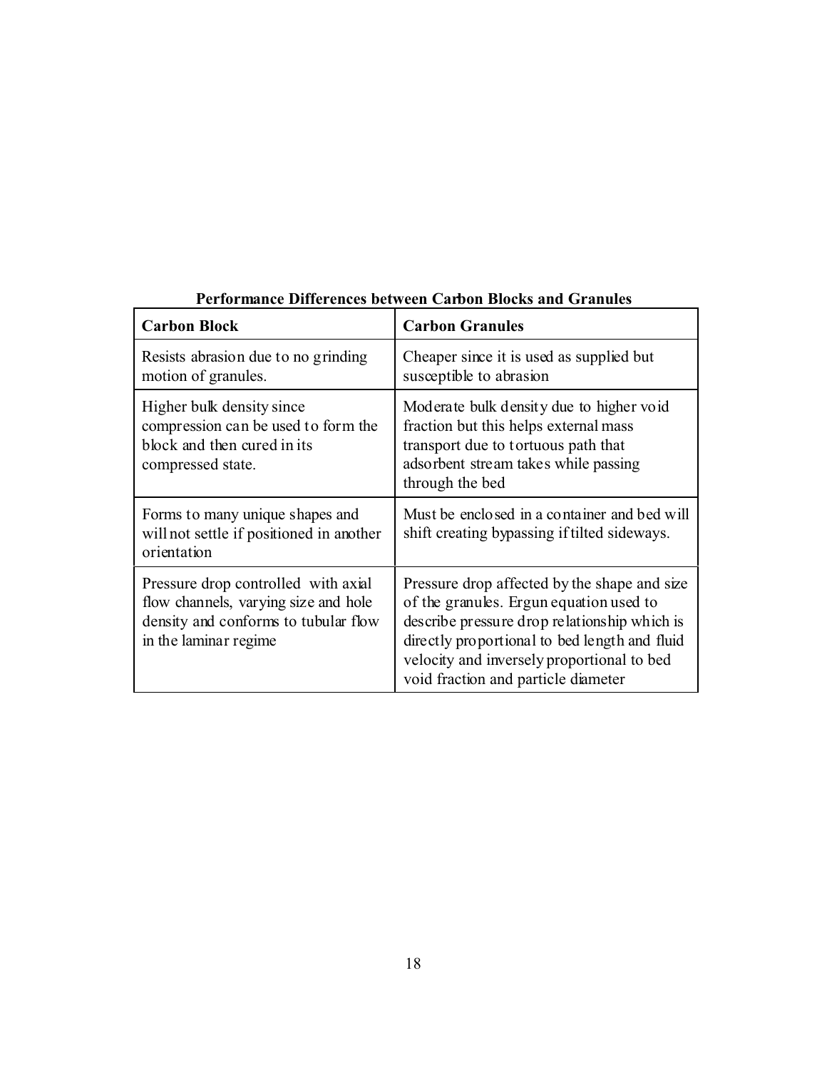**Performance Differences between Carbon Blocks and Granules**

| Carbon Block | Carbon Granules |
| --- | --- |
| Resists abrasion due to no grinding motion of granules. | Cheaper since it is used as supplied but susceptible to abrasion |
| Higher bulk density since compression can be used to form the block and then cured in its compressed state. | Moderate bulk density due to higher void fraction but this helps external mass transport due to tortuous path that adsorbent stream takes while passing through the bed |
| Forms to many unique shapes and will not settle if positioned in another orientation | Must be enclosed in a container and bed will shift creating bypassing if tilted sideways. |
| Pressure drop controlled with axial flow channels, varying size and hole density and conforms to tubular flow in the laminar regime | Pressure drop affected by the shape and size of the granules. Ergun equation used to describe pressure drop relationship which is directly proportional to bed length and fluid velocity and inversely proportional to bed void fraction and particle diameter |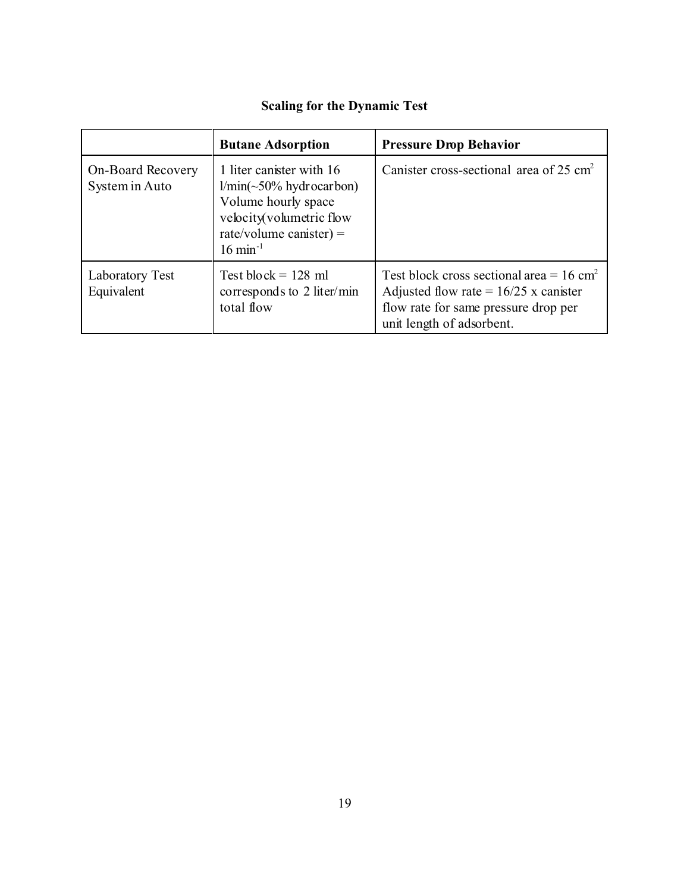**Scaling for the Dynamic Test**

| | Butane Adsorption | Pressure Drop Behavior |
|---|---|---|
| On-Board Recovery System in Auto | 1 liter canister with 16 l/min(~50% hydrocarbon) Volume hourly space velocity(volumetric flow rate/volume canister) = 16 $min^{-1}$ | Canister cross-sectional area of 25 $cm^2$ |
| Laboratory Test Equivalent | Test block = 128 ml corresponds to 2 liter/min total flow | Test block cross sectional area = 16 $cm^2$ Adjusted flow rate = 16/25 x canister flow rate for same pressure drop per unit length of adsorbent. |